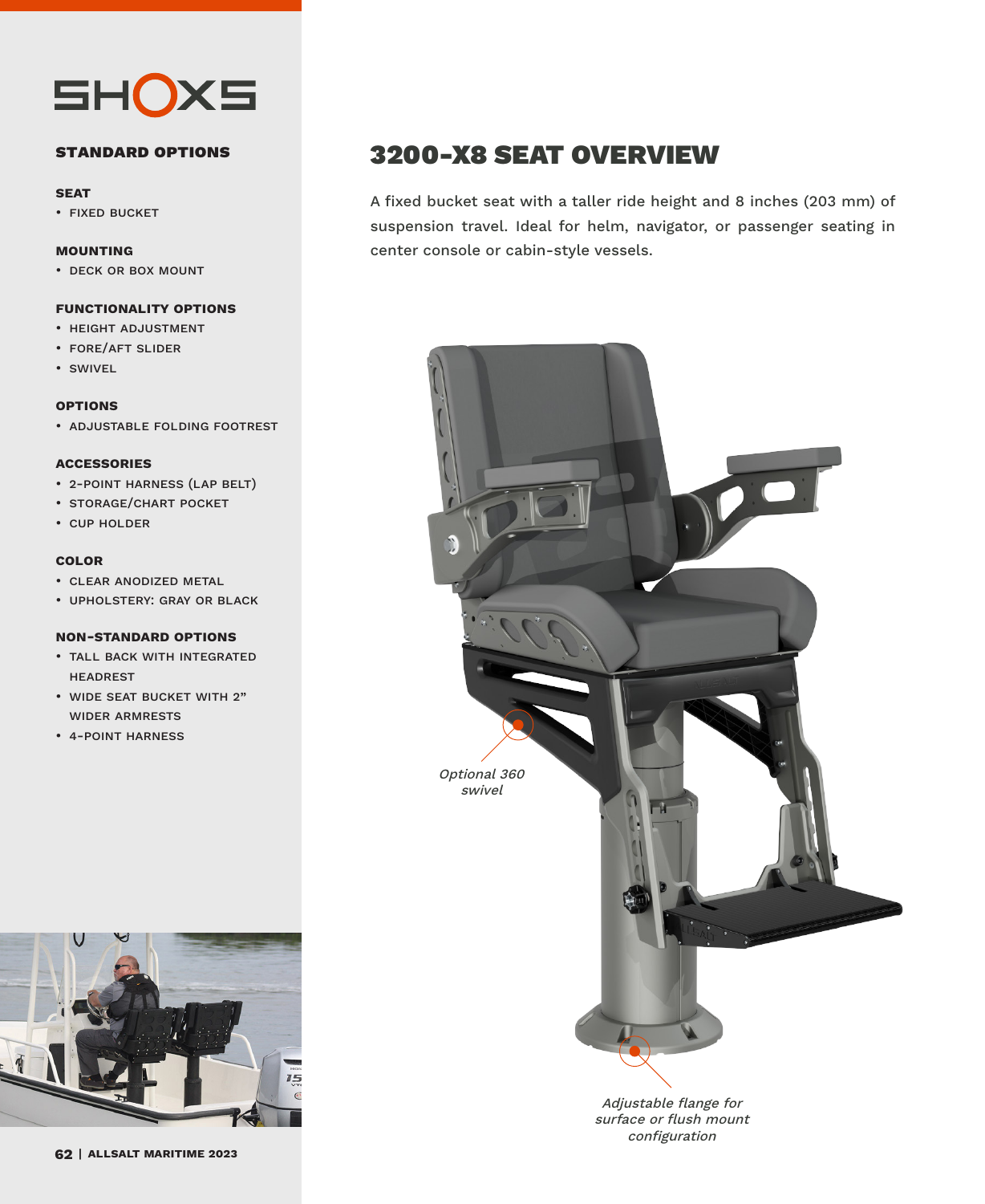SHOXS

## STANDARD OPTIONS

**SEAT**
- FIXED BUCKET

**MOUNTING**
- DECK OR BOX MOUNT

**FUNCTIONALITY OPTIONS**
- HEIGHT ADJUSTMENT
- FORE/AFT SLIDER
- SWIVEL

**OPTIONS**
- ADJUSTABLE FOLDING FOOTREST

**ACCESSORIES**
- 2-POINT HARNESS (LAP BELT)
- STORAGE/CHART POCKET
- CUP HOLDER

**COLOR**
- CLEAR ANODIZED METAL
- UPHOLSTERY: GRAY OR BLACK

**NON-STANDARD OPTIONS**
- TALL BACK WITH INTEGRATED HEADREST
- WIDE SEAT BUCKET WITH 2" WIDER ARMRESTS
- 4-POINT HARNESS

# 3200-X8 SEAT OVERVIEW

A fixed bucket seat with a taller ride height and 8 inches (203 mm) of suspension travel. Ideal for helm, navigator, or passenger seating in center console or cabin-style vessels.

*Optional 360 swivel*

*Adjustable flange for surface or flush mount configuration*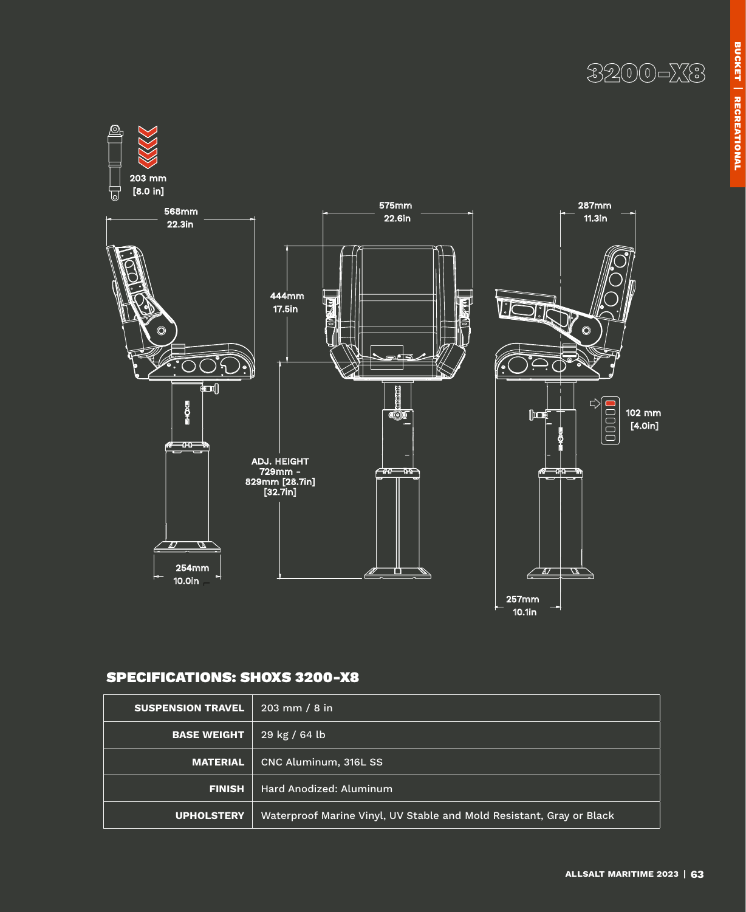# 3200-X8

203 mm
[8.0 in]

568mm
22.3in

575mm
22.6in

287mm
11.3in

444mm
17.5in

ADJ. HEIGHT
729mm -
829mm [28.7in]
[32.7in]

102 mm
[4.0in]

254mm
10.0in

257mm
10.1in

## SPECIFICATIONS: SHOXS 3200-X8

| | |
|---|---|
| **SUSPENSION TRAVEL** | 203 mm / 8 in |
| **BASE WEIGHT** | 29 kg / 64 lb |
| **MATERIAL** | CNC Aluminum, 316L SS |
| **FINISH** | Hard Anodized: Aluminum |
| **UPHOLSTERY** | Waterproof Marine Vinyl, UV Stable and Mold Resistant, Gray or Black |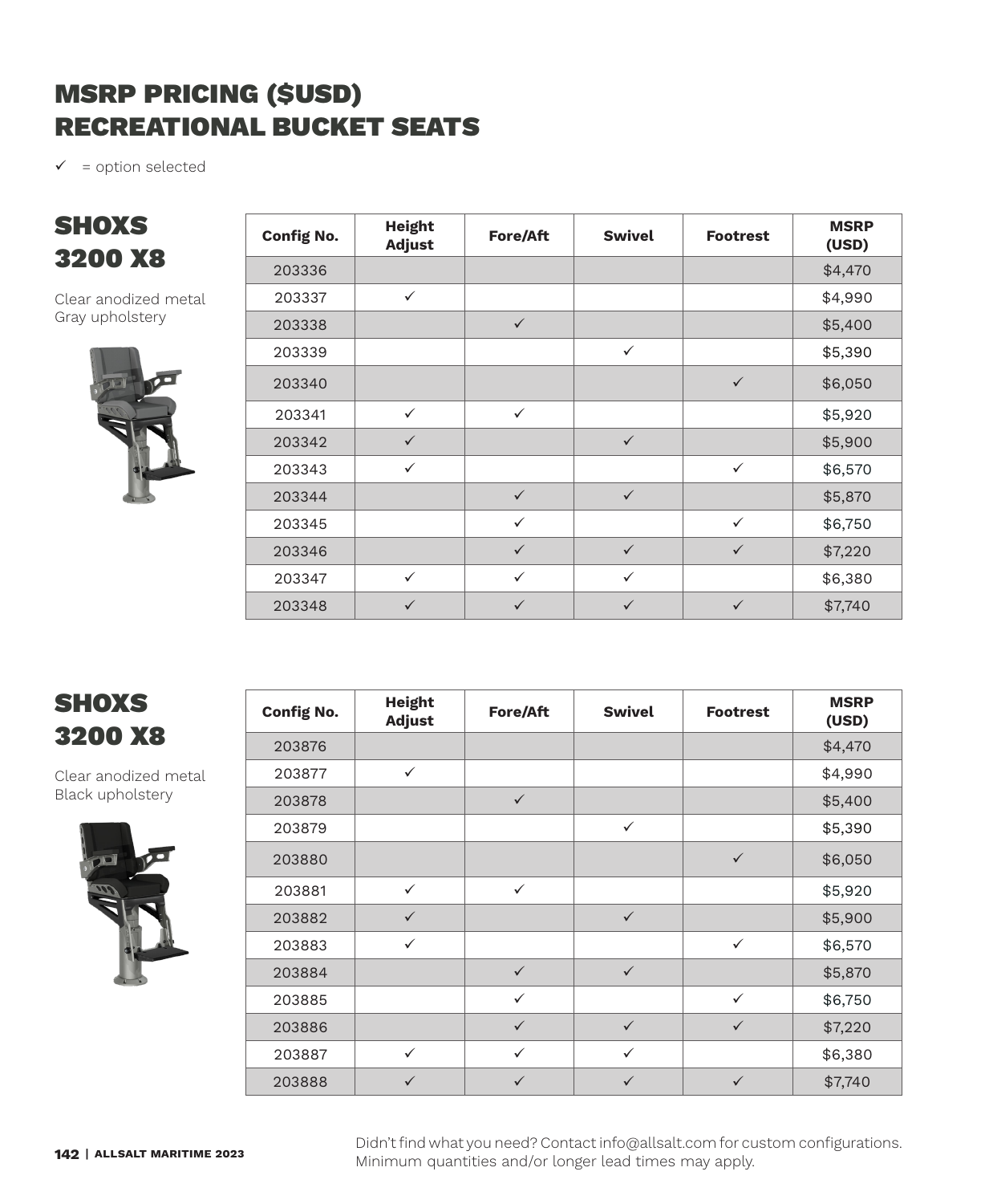# MSRP PRICING ($USD)
# RECREATIONAL BUCKET SEATS

✓ = option selected

## SHOXS 3200 X8

Clear anodized metal
Gray upholstery

| Config No. | Height Adjust | Fore/Aft | Swivel | Footrest | MSRP (USD) |
|---|---|---|---|---|---|
| 203336 | | | | | $4,470 |
| 203337 | ✓ | | | | $4,990 |
| 203338 | | ✓ | | | $5,400 |
| 203339 | | | ✓ | | $5,390 |
| 203340 | | | | ✓ | $6,050 |
| 203341 | ✓ | ✓ | | | $5,920 |
| 203342 | ✓ | | ✓ | | $5,900 |
| 203343 | ✓ | | | ✓ | $6,570 |
| 203344 | | ✓ | ✓ | | $5,870 |
| 203345 | | ✓ | | ✓ | $6,750 |
| 203346 | | ✓ | ✓ | ✓ | $7,220 |
| 203347 | ✓ | ✓ | ✓ | | $6,380 |
| 203348 | ✓ | ✓ | ✓ | ✓ | $7,740 |

## SHOXS 3200 X8

Clear anodized metal
Black upholstery

| Config No. | Height Adjust | Fore/Aft | Swivel | Footrest | MSRP (USD) |
|---|---|---|---|---|---|
| 203876 | | | | | $4,470 |
| 203877 | ✓ | | | | $4,990 |
| 203878 | | ✓ | | | $5,400 |
| 203879 | | | ✓ | | $5,390 |
| 203880 | | | | ✓ | $6,050 |
| 203881 | ✓ | ✓ | | | $5,920 |
| 203882 | ✓ | | ✓ | | $5,900 |
| 203883 | ✓ | | | ✓ | $6,570 |
| 203884 | | ✓ | ✓ | | $5,870 |
| 203885 | | ✓ | | ✓ | $6,750 |
| 203886 | | ✓ | ✓ | ✓ | $7,220 |
| 203887 | ✓ | ✓ | ✓ | | $6,380 |
| 203888 | ✓ | ✓ | ✓ | ✓ | $7,740 |

Didn't find what you need? Contact info@allsalt.com for custom configurations.
Minimum quantities and/or longer lead times may apply.